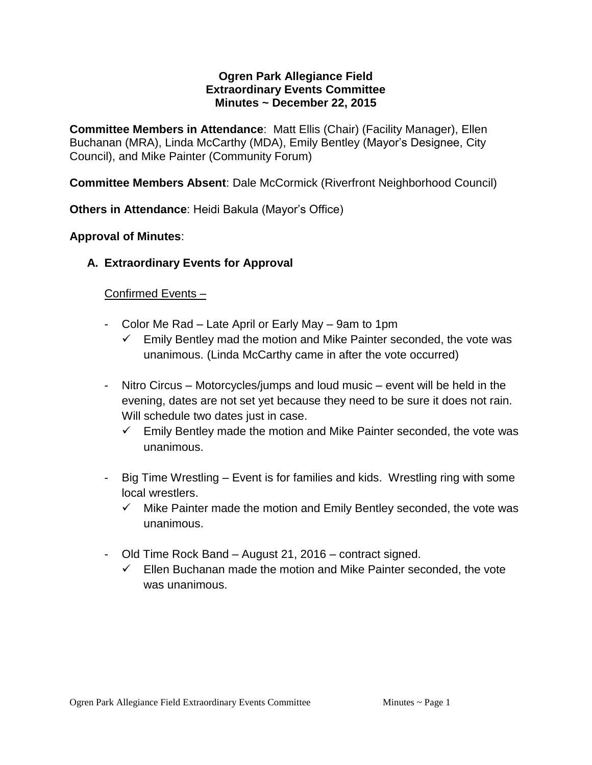# Ogren Park Allegiance Field
## Extraordinary Events Committee
## Minutes ~ December 22, 2015

**Committee Members in Attendance**: Matt Ellis (Chair) (Facility Manager), Ellen Buchanan (MRA), Linda McCarthy (MDA), Emily Bentley (Mayor's Designee, City Council), and Mike Painter (Community Forum)

**Committee Members Absent**: Dale McCormick (Riverfront Neighborhood Council)

**Others in Attendance**: Heidi Bakula (Mayor's Office)

**Approval of Minutes**:

### A. Extraordinary Events for Approval

Confirmed Events –

- Color Me Rad – Late April or Early May – 9am to 1pm
  - ✓ Emily Bentley mad the motion and Mike Painter seconded, the vote was unanimous. (Linda McCarthy came in after the vote occurred)

- Nitro Circus – Motorcycles/jumps and loud music – event will be held in the evening, dates are not set yet because they need to be sure it does not rain. Will schedule two dates just in case.
  - ✓ Emily Bentley made the motion and Mike Painter seconded, the vote was unanimous.

- Big Time Wrestling – Event is for families and kids. Wrestling ring with some local wrestlers.
  - ✓ Mike Painter made the motion and Emily Bentley seconded, the vote was unanimous.

- Old Time Rock Band – August 21, 2016 – contract signed.
  - ✓ Ellen Buchanan made the motion and Mike Painter seconded, the vote was unanimous.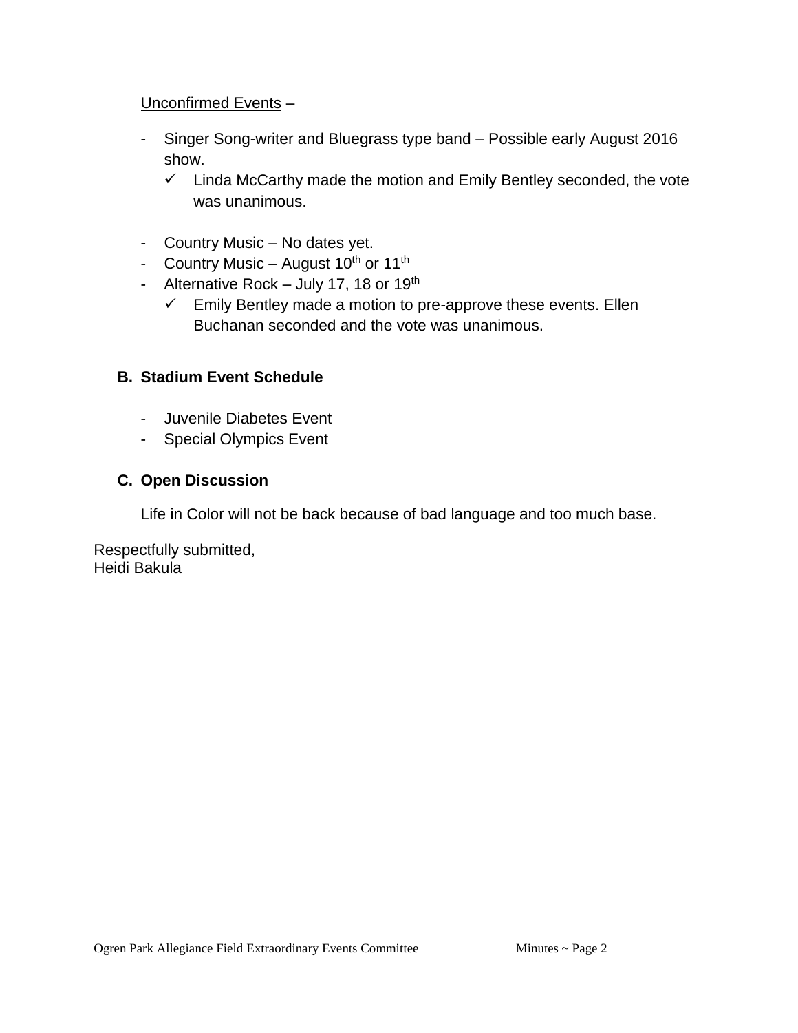Unconfirmed Events –

- Singer Song-writer and Bluegrass type band – Possible early August 2016 show.
  - ✓ Linda McCarthy made the motion and Emily Bentley seconded, the vote was unanimous.

- Country Music – No dates yet.
- Country Music – August 10th or 11th
- Alternative Rock – July 17, 18 or 19th
  - ✓ Emily Bentley made a motion to pre-approve these events. Ellen Buchanan seconded and the vote was unanimous.

**B. Stadium Event Schedule**

- Juvenile Diabetes Event
- Special Olympics Event

**C. Open Discussion**

Life in Color will not be back because of bad language and too much base.

Respectfully submitted,
Heidi Bakula